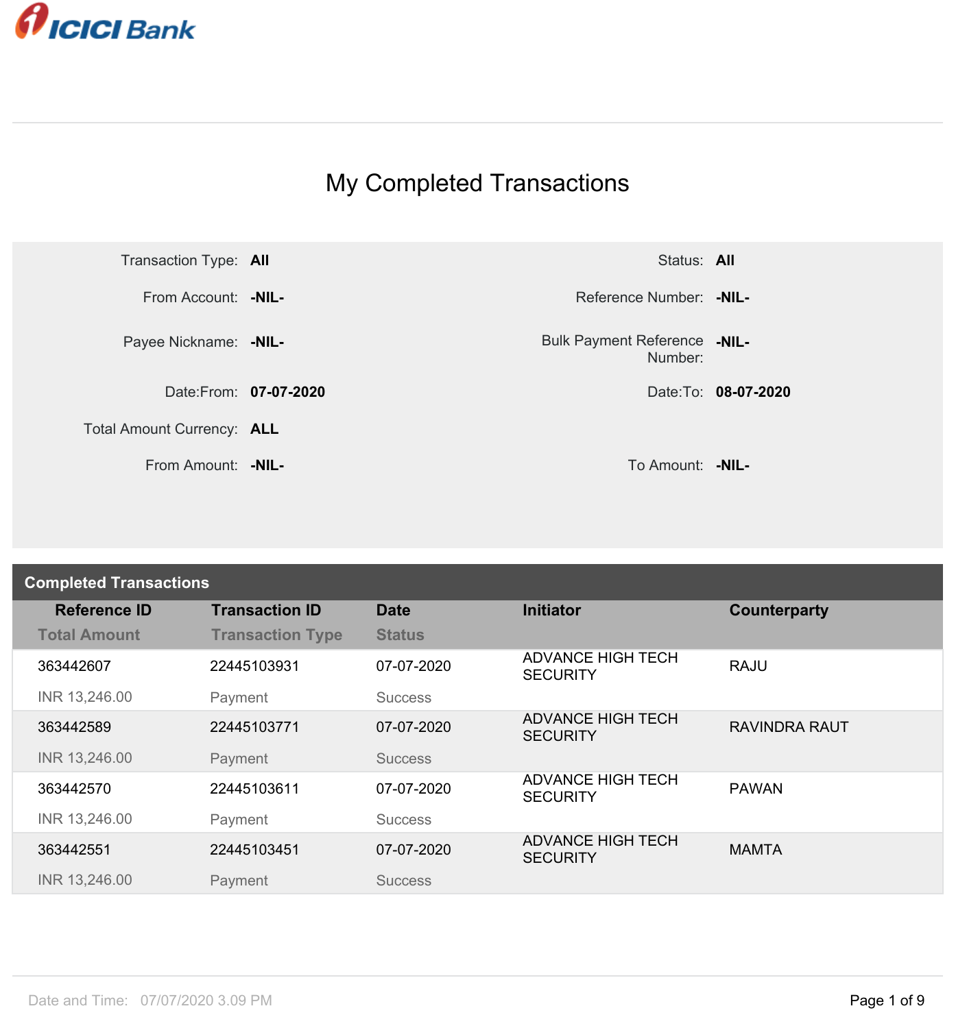ICICI Bank

# My Completed Transactions

| | | | |
|---|---|---|---|
| Transaction Type: | **All** | Status: | **All** |
| From Account: | **-NIL-** | Reference Number: | **-NIL-** |
| Payee Nickname: | **-NIL-** | Bulk Payment Reference Number: | **-NIL-** |
| Date:From: | **07-07-2020** | Date:To: | **08-07-2020** |
| Total Amount Currency: | **ALL** | | |
| From Amount: | **-NIL-** | To Amount: | **-NIL-** |

## Completed Transactions

| Reference ID / Total Amount | Transaction ID / Transaction Type | Date / Status | Initiator | Counterparty |
|---|---|---|---|---|
| 363442607 | 22445103931 | 07-07-2020 | ADVANCE HIGH TECH SECURITY | RAJU |
| INR 13,246.00 | Payment | Success | | |
| 363442589 | 22445103771 | 07-07-2020 | ADVANCE HIGH TECH SECURITY | RAVINDRA RAUT |
| INR 13,246.00 | Payment | Success | | |
| 363442570 | 22445103611 | 07-07-2020 | ADVANCE HIGH TECH SECURITY | PAWAN |
| INR 13,246.00 | Payment | Success | | |
| 363442551 | 22445103451 | 07-07-2020 | ADVANCE HIGH TECH SECURITY | MAMTA |
| INR 13,246.00 | Payment | Success | | |

Date and Time: 07/07/2020 3.09 PM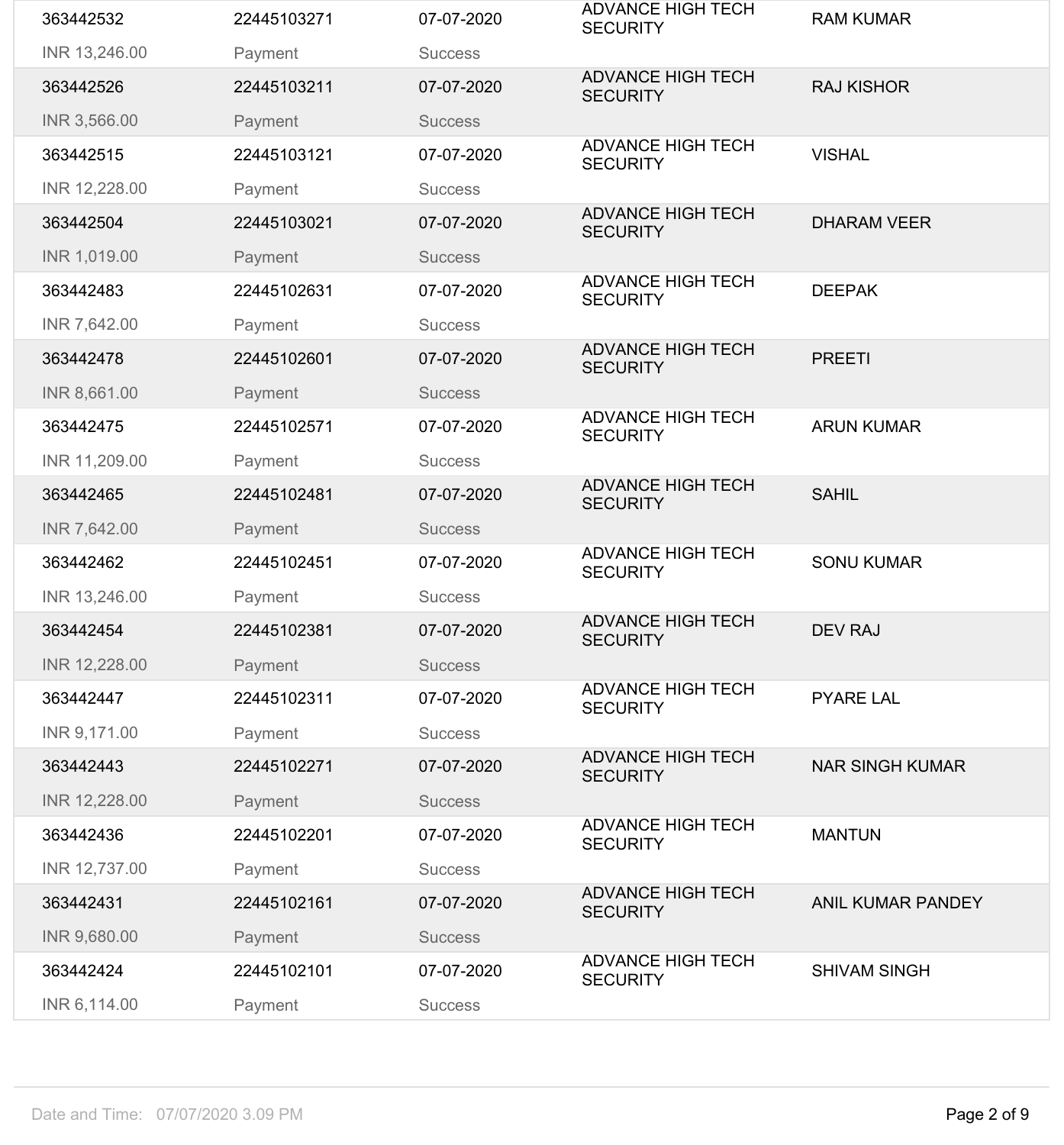| | | | | |
|---|---|---|---|---|
| 363442532<br>INR 13,246.00 | 22445103271<br>Payment | 07-07-2020<br>Success | ADVANCE HIGH TECH SECURITY | RAM KUMAR |
| 363442526<br>INR 3,566.00 | 22445103211<br>Payment | 07-07-2020<br>Success | ADVANCE HIGH TECH SECURITY | RAJ KISHOR |
| 363442515<br>INR 12,228.00 | 22445103121<br>Payment | 07-07-2020<br>Success | ADVANCE HIGH TECH SECURITY | VISHAL |
| 363442504<br>INR 1,019.00 | 22445103021<br>Payment | 07-07-2020<br>Success | ADVANCE HIGH TECH SECURITY | DHARAM VEER |
| 363442483<br>INR 7,642.00 | 22445102631<br>Payment | 07-07-2020<br>Success | ADVANCE HIGH TECH SECURITY | DEEPAK |
| 363442478<br>INR 8,661.00 | 22445102601<br>Payment | 07-07-2020<br>Success | ADVANCE HIGH TECH SECURITY | PREETI |
| 363442475<br>INR 11,209.00 | 22445102571<br>Payment | 07-07-2020<br>Success | ADVANCE HIGH TECH SECURITY | ARUN KUMAR |
| 363442465<br>INR 7,642.00 | 22445102481<br>Payment | 07-07-2020<br>Success | ADVANCE HIGH TECH SECURITY | SAHIL |
| 363442462<br>INR 13,246.00 | 22445102451<br>Payment | 07-07-2020<br>Success | ADVANCE HIGH TECH SECURITY | SONU KUMAR |
| 363442454<br>INR 12,228.00 | 22445102381<br>Payment | 07-07-2020<br>Success | ADVANCE HIGH TECH SECURITY | DEV RAJ |
| 363442447<br>INR 9,171.00 | 22445102311<br>Payment | 07-07-2020<br>Success | ADVANCE HIGH TECH SECURITY | PYARE LAL |
| 363442443<br>INR 12,228.00 | 22445102271<br>Payment | 07-07-2020<br>Success | ADVANCE HIGH TECH SECURITY | NAR SINGH KUMAR |
| 363442436<br>INR 12,737.00 | 22445102201<br>Payment | 07-07-2020<br>Success | ADVANCE HIGH TECH SECURITY | MANTUN |
| 363442431<br>INR 9,680.00 | 22445102161<br>Payment | 07-07-2020<br>Success | ADVANCE HIGH TECH SECURITY | ANIL KUMAR PANDEY |
| 363442424<br>INR 6,114.00 | 22445102101<br>Payment | 07-07-2020<br>Success | ADVANCE HIGH TECH SECURITY | SHIVAM SINGH |

Date and Time: 07/07/2020 3.09 PM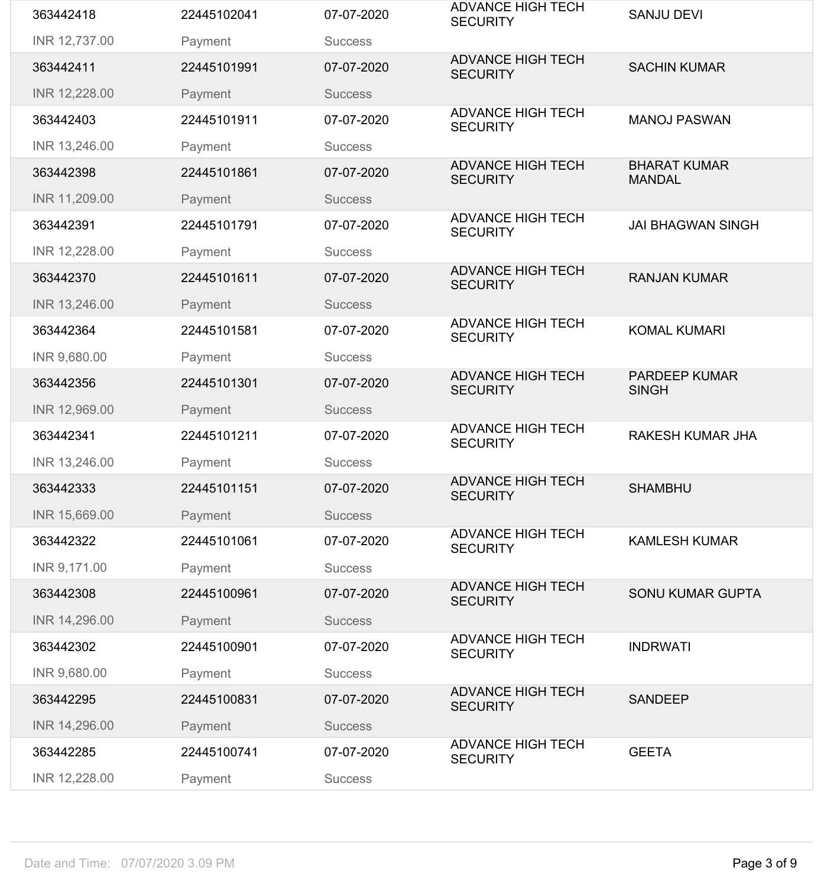| | | | | |
|---|---|---|---|---|
| 363442418<br>INR 12,737.00 | 22445102041<br>Payment | 07-07-2020<br>Success | ADVANCE HIGH TECH SECURITY | SANJU DEVI |
| 363442411<br>INR 12,228.00 | 22445101991<br>Payment | 07-07-2020<br>Success | ADVANCE HIGH TECH SECURITY | SACHIN KUMAR |
| 363442403<br>INR 13,246.00 | 22445101911<br>Payment | 07-07-2020<br>Success | ADVANCE HIGH TECH SECURITY | MANOJ PASWAN |
| 363442398<br>INR 11,209.00 | 22445101861<br>Payment | 07-07-2020<br>Success | ADVANCE HIGH TECH SECURITY | BHARAT KUMAR MANDAL |
| 363442391<br>INR 12,228.00 | 22445101791<br>Payment | 07-07-2020<br>Success | ADVANCE HIGH TECH SECURITY | JAI BHAGWAN SINGH |
| 363442370<br>INR 13,246.00 | 22445101611<br>Payment | 07-07-2020<br>Success | ADVANCE HIGH TECH SECURITY | RANJAN KUMAR |
| 363442364<br>INR 9,680.00 | 22445101581<br>Payment | 07-07-2020<br>Success | ADVANCE HIGH TECH SECURITY | KOMAL KUMARI |
| 363442356<br>INR 12,969.00 | 22445101301<br>Payment | 07-07-2020<br>Success | ADVANCE HIGH TECH SECURITY | PARDEEP KUMAR SINGH |
| 363442341<br>INR 13,246.00 | 22445101211<br>Payment | 07-07-2020<br>Success | ADVANCE HIGH TECH SECURITY | RAKESH KUMAR JHA |
| 363442333<br>INR 15,669.00 | 22445101151<br>Payment | 07-07-2020<br>Success | ADVANCE HIGH TECH SECURITY | SHAMBHU |
| 363442322<br>INR 9,171.00 | 22445101061<br>Payment | 07-07-2020<br>Success | ADVANCE HIGH TECH SECURITY | KAMLESH KUMAR |
| 363442308<br>INR 14,296.00 | 22445100961<br>Payment | 07-07-2020<br>Success | ADVANCE HIGH TECH SECURITY | SONU KUMAR GUPTA |
| 363442302<br>INR 9,680.00 | 22445100901<br>Payment | 07-07-2020<br>Success | ADVANCE HIGH TECH SECURITY | INDRWATI |
| 363442295<br>INR 14,296.00 | 22445100831<br>Payment | 07-07-2020<br>Success | ADVANCE HIGH TECH SECURITY | SANDEEP |
| 363442285<br>INR 12,228.00 | 22445100741<br>Payment | 07-07-2020<br>Success | ADVANCE HIGH TECH SECURITY | GEETA |

Date and Time: 07/07/2020 3.09 PM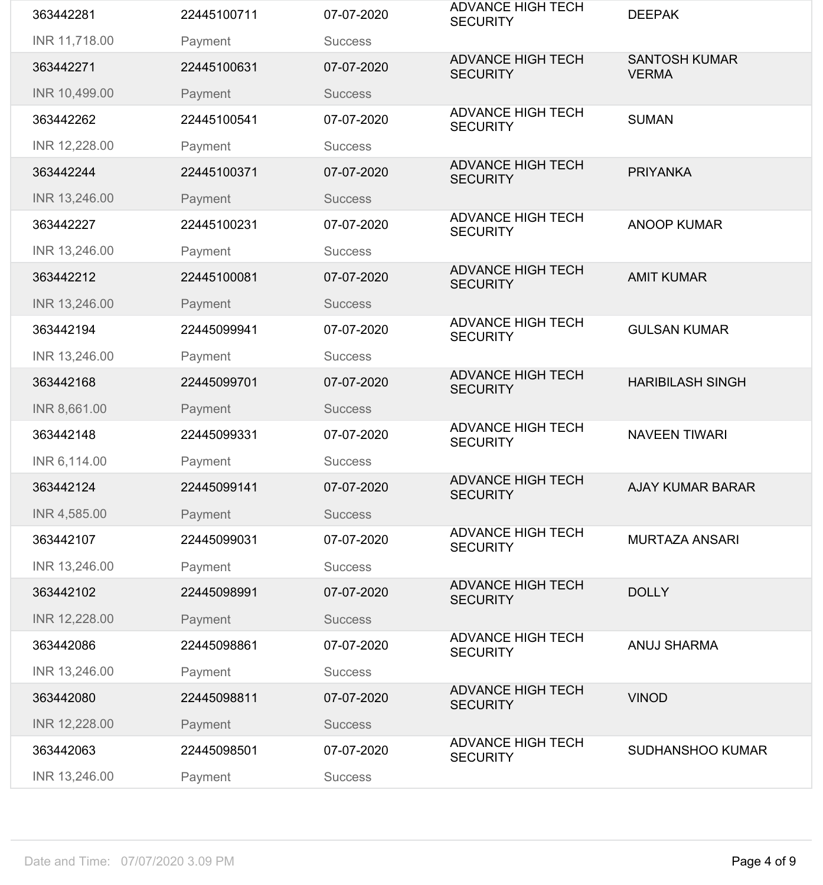| | | | | |
|---|---|---|---|---|
| 363442281 | 22445100711 | 07-07-2020 | ADVANCE HIGH TECH SECURITY | DEEPAK |
| INR 11,718.00 | Payment | Success | | |
| 363442271 | 22445100631 | 07-07-2020 | ADVANCE HIGH TECH SECURITY | SANTOSH KUMAR VERMA |
| INR 10,499.00 | Payment | Success | | |
| 363442262 | 22445100541 | 07-07-2020 | ADVANCE HIGH TECH SECURITY | SUMAN |
| INR 12,228.00 | Payment | Success | | |
| 363442244 | 22445100371 | 07-07-2020 | ADVANCE HIGH TECH SECURITY | PRIYANKA |
| INR 13,246.00 | Payment | Success | | |
| 363442227 | 22445100231 | 07-07-2020 | ADVANCE HIGH TECH SECURITY | ANOOP KUMAR |
| INR 13,246.00 | Payment | Success | | |
| 363442212 | 22445100081 | 07-07-2020 | ADVANCE HIGH TECH SECURITY | AMIT KUMAR |
| INR 13,246.00 | Payment | Success | | |
| 363442194 | 22445099941 | 07-07-2020 | ADVANCE HIGH TECH SECURITY | GULSAN KUMAR |
| INR 13,246.00 | Payment | Success | | |
| 363442168 | 22445099701 | 07-07-2020 | ADVANCE HIGH TECH SECURITY | HARIBILASH SINGH |
| INR 8,661.00 | Payment | Success | | |
| 363442148 | 22445099331 | 07-07-2020 | ADVANCE HIGH TECH SECURITY | NAVEEN TIWARI |
| INR 6,114.00 | Payment | Success | | |
| 363442124 | 22445099141 | 07-07-2020 | ADVANCE HIGH TECH SECURITY | AJAY KUMAR BARAR |
| INR 4,585.00 | Payment | Success | | |
| 363442107 | 22445099031 | 07-07-2020 | ADVANCE HIGH TECH SECURITY | MURTAZA ANSARI |
| INR 13,246.00 | Payment | Success | | |
| 363442102 | 22445098991 | 07-07-2020 | ADVANCE HIGH TECH SECURITY | DOLLY |
| INR 12,228.00 | Payment | Success | | |
| 363442086 | 22445098861 | 07-07-2020 | ADVANCE HIGH TECH SECURITY | ANUJ SHARMA |
| INR 13,246.00 | Payment | Success | | |
| 363442080 | 22445098811 | 07-07-2020 | ADVANCE HIGH TECH SECURITY | VINOD |
| INR 12,228.00 | Payment | Success | | |
| 363442063 | 22445098501 | 07-07-2020 | ADVANCE HIGH TECH SECURITY | SUDHANSHOO KUMAR |
| INR 13,246.00 | Payment | Success | | |

Date and Time: 07/07/2020 3.09 PM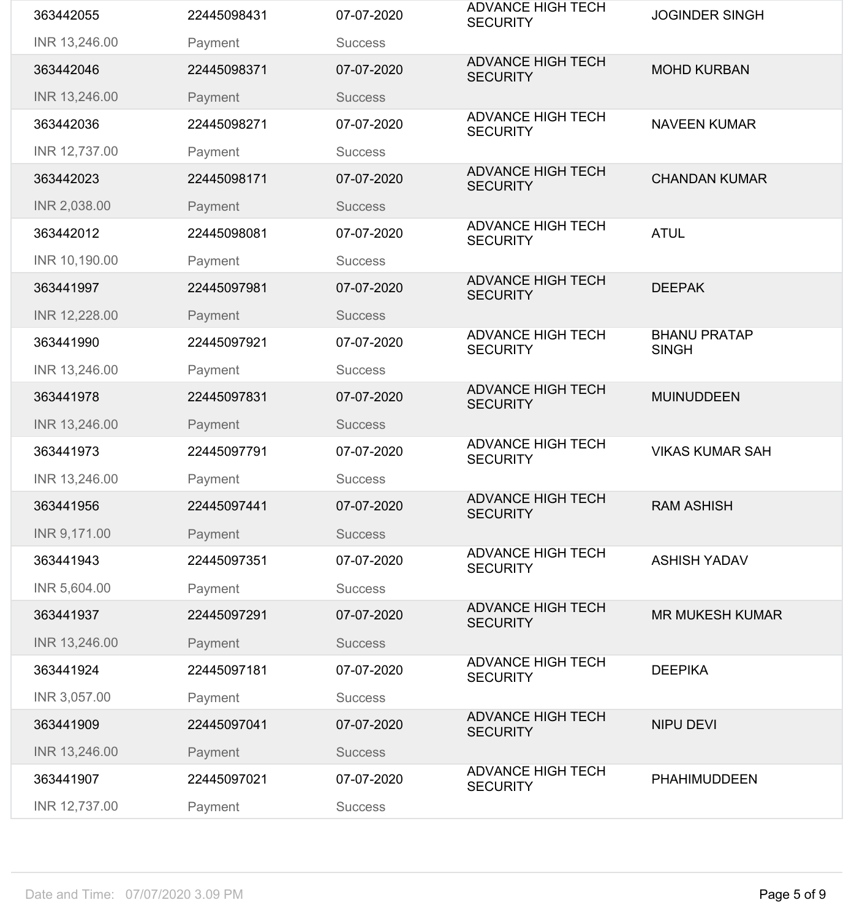| | | | | |
|---|---|---|---|---|
| 363442055 | 22445098431 | 07-07-2020 | ADVANCE HIGH TECH SECURITY | JOGINDER SINGH |
| INR 13,246.00 | Payment | Success | | |
| 363442046 | 22445098371 | 07-07-2020 | ADVANCE HIGH TECH SECURITY | MOHD KURBAN |
| INR 13,246.00 | Payment | Success | | |
| 363442036 | 22445098271 | 07-07-2020 | ADVANCE HIGH TECH SECURITY | NAVEEN KUMAR |
| INR 12,737.00 | Payment | Success | | |
| 363442023 | 22445098171 | 07-07-2020 | ADVANCE HIGH TECH SECURITY | CHANDAN KUMAR |
| INR 2,038.00 | Payment | Success | | |
| 363442012 | 22445098081 | 07-07-2020 | ADVANCE HIGH TECH SECURITY | ATUL |
| INR 10,190.00 | Payment | Success | | |
| 363441997 | 22445097981 | 07-07-2020 | ADVANCE HIGH TECH SECURITY | DEEPAK |
| INR 12,228.00 | Payment | Success | | |
| 363441990 | 22445097921 | 07-07-2020 | ADVANCE HIGH TECH SECURITY | BHANU PRATAP SINGH |
| INR 13,246.00 | Payment | Success | | |
| 363441978 | 22445097831 | 07-07-2020 | ADVANCE HIGH TECH SECURITY | MUINUDDEEN |
| INR 13,246.00 | Payment | Success | | |
| 363441973 | 22445097791 | 07-07-2020 | ADVANCE HIGH TECH SECURITY | VIKAS KUMAR SAH |
| INR 13,246.00 | Payment | Success | | |
| 363441956 | 22445097441 | 07-07-2020 | ADVANCE HIGH TECH SECURITY | RAM ASHISH |
| INR 9,171.00 | Payment | Success | | |
| 363441943 | 22445097351 | 07-07-2020 | ADVANCE HIGH TECH SECURITY | ASHISH YADAV |
| INR 5,604.00 | Payment | Success | | |
| 363441937 | 22445097291 | 07-07-2020 | ADVANCE HIGH TECH SECURITY | MR MUKESH KUMAR |
| INR 13,246.00 | Payment | Success | | |
| 363441924 | 22445097181 | 07-07-2020 | ADVANCE HIGH TECH SECURITY | DEEPIKA |
| INR 3,057.00 | Payment | Success | | |
| 363441909 | 22445097041 | 07-07-2020 | ADVANCE HIGH TECH SECURITY | NIPU DEVI |
| INR 13,246.00 | Payment | Success | | |
| 363441907 | 22445097021 | 07-07-2020 | ADVANCE HIGH TECH SECURITY | PHAHIMUDDEEN |
| INR 12,737.00 | Payment | Success | | |

Date and Time: 07/07/2020 3.09 PM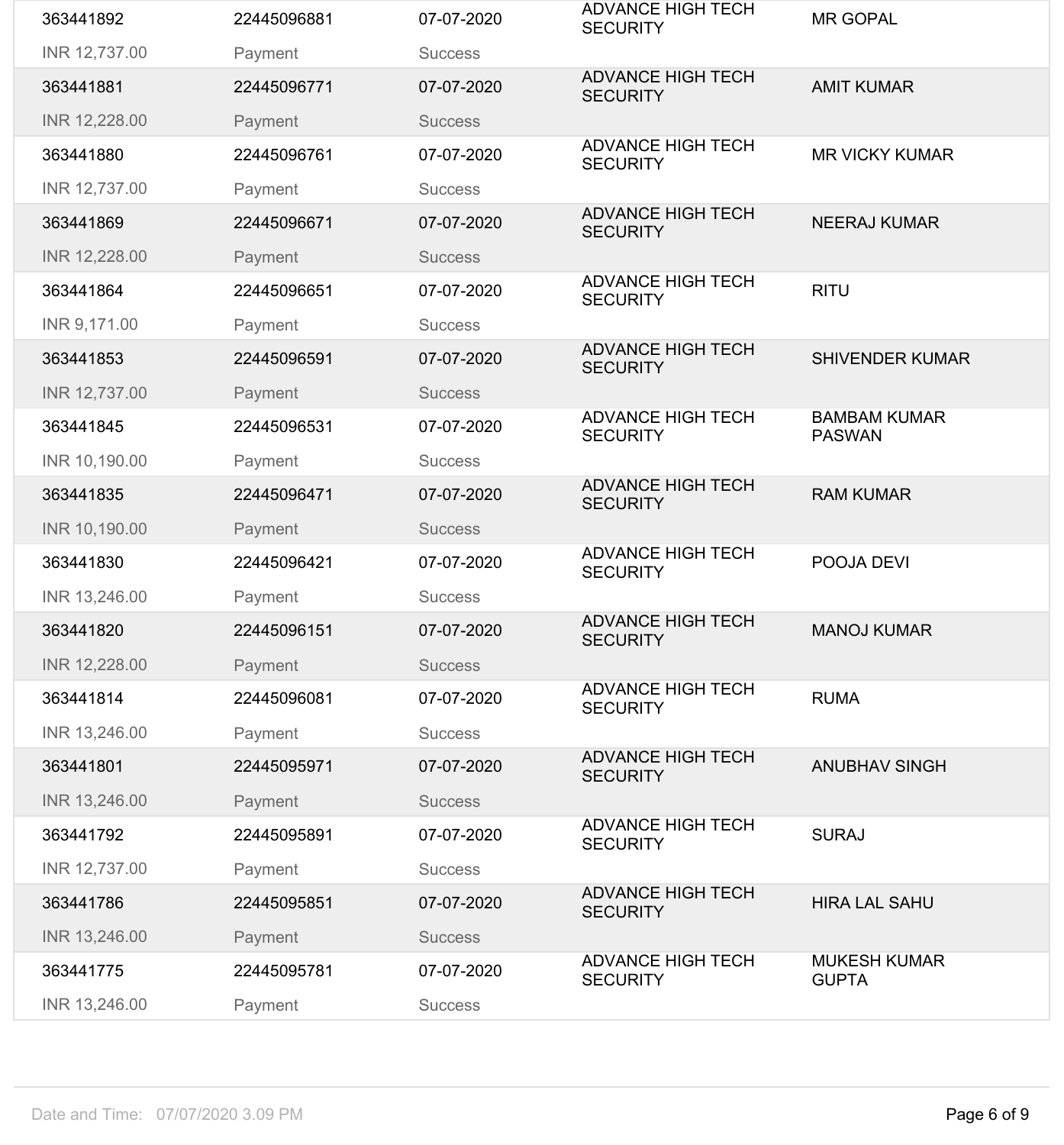| | | | | |
|---|---|---|---|---|
| 363441892 | 22445096881 | 07-07-2020 | ADVANCE HIGH TECH SECURITY | MR GOPAL |
| INR 12,737.00 | Payment | Success | | |
| 363441881 | 22445096771 | 07-07-2020 | ADVANCE HIGH TECH SECURITY | AMIT KUMAR |
| INR 12,228.00 | Payment | Success | | |
| 363441880 | 22445096761 | 07-07-2020 | ADVANCE HIGH TECH SECURITY | MR VICKY KUMAR |
| INR 12,737.00 | Payment | Success | | |
| 363441869 | 22445096671 | 07-07-2020 | ADVANCE HIGH TECH SECURITY | NEERAJ KUMAR |
| INR 12,228.00 | Payment | Success | | |
| 363441864 | 22445096651 | 07-07-2020 | ADVANCE HIGH TECH SECURITY | RITU |
| INR 9,171.00 | Payment | Success | | |
| 363441853 | 22445096591 | 07-07-2020 | ADVANCE HIGH TECH SECURITY | SHIVENDER KUMAR |
| INR 12,737.00 | Payment | Success | | |
| 363441845 | 22445096531 | 07-07-2020 | ADVANCE HIGH TECH SECURITY | BAMBAM KUMAR PASWAN |
| INR 10,190.00 | Payment | Success | | |
| 363441835 | 22445096471 | 07-07-2020 | ADVANCE HIGH TECH SECURITY | RAM KUMAR |
| INR 10,190.00 | Payment | Success | | |
| 363441830 | 22445096421 | 07-07-2020 | ADVANCE HIGH TECH SECURITY | POOJA DEVI |
| INR 13,246.00 | Payment | Success | | |
| 363441820 | 22445096151 | 07-07-2020 | ADVANCE HIGH TECH SECURITY | MANOJ KUMAR |
| INR 12,228.00 | Payment | Success | | |
| 363441814 | 22445096081 | 07-07-2020 | ADVANCE HIGH TECH SECURITY | RUMA |
| INR 13,246.00 | Payment | Success | | |
| 363441801 | 22445095971 | 07-07-2020 | ADVANCE HIGH TECH SECURITY | ANUBHAV SINGH |
| INR 13,246.00 | Payment | Success | | |
| 363441792 | 22445095891 | 07-07-2020 | ADVANCE HIGH TECH SECURITY | SURAJ |
| INR 12,737.00 | Payment | Success | | |
| 363441786 | 22445095851 | 07-07-2020 | ADVANCE HIGH TECH SECURITY | HIRA LAL SAHU |
| INR 13,246.00 | Payment | Success | | |
| 363441775 | 22445095781 | 07-07-2020 | ADVANCE HIGH TECH SECURITY | MUKESH KUMAR GUPTA |
| INR 13,246.00 | Payment | Success | | |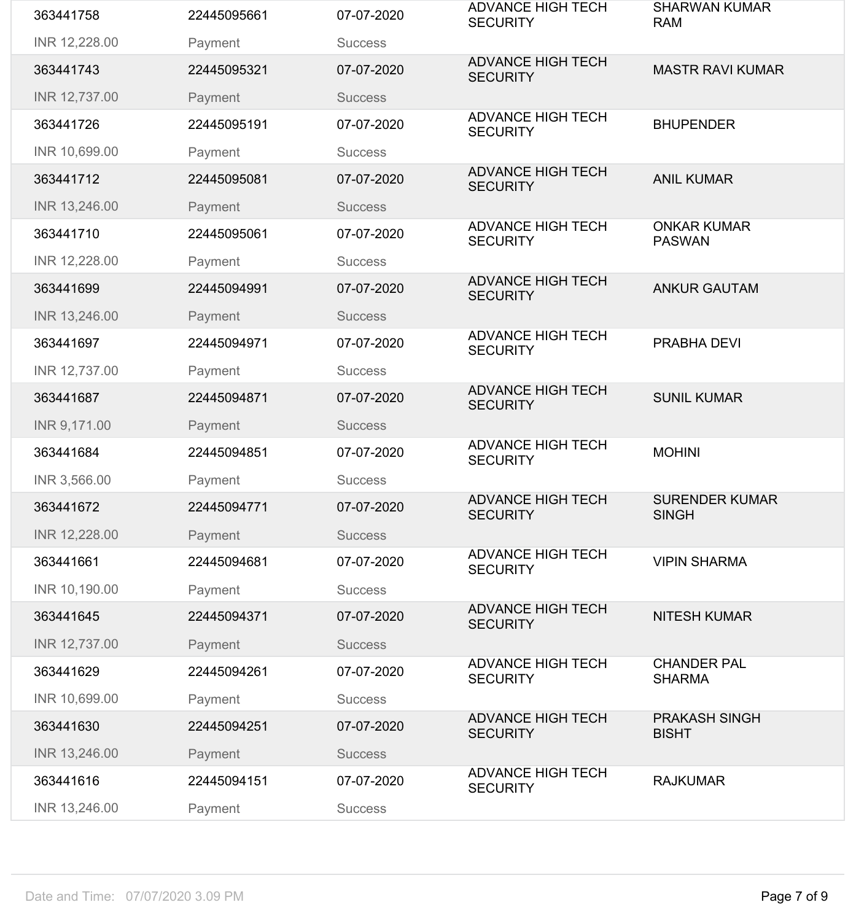| | | | | |
|---|---|---|---|---|
| 363441758<br>INR 12,228.00 | 22445095661<br>Payment | 07-07-2020<br>Success | ADVANCE HIGH TECH SECURITY | SHARWAN KUMAR RAM |
| 363441743<br>INR 12,737.00 | 22445095321<br>Payment | 07-07-2020<br>Success | ADVANCE HIGH TECH SECURITY | MASTR RAVI KUMAR |
| 363441726<br>INR 10,699.00 | 22445095191<br>Payment | 07-07-2020<br>Success | ADVANCE HIGH TECH SECURITY | BHUPENDER |
| 363441712<br>INR 13,246.00 | 22445095081<br>Payment | 07-07-2020<br>Success | ADVANCE HIGH TECH SECURITY | ANIL KUMAR |
| 363441710<br>INR 12,228.00 | 22445095061<br>Payment | 07-07-2020<br>Success | ADVANCE HIGH TECH SECURITY | ONKAR KUMAR PASWAN |
| 363441699<br>INR 13,246.00 | 22445094991<br>Payment | 07-07-2020<br>Success | ADVANCE HIGH TECH SECURITY | ANKUR GAUTAM |
| 363441697<br>INR 12,737.00 | 22445094971<br>Payment | 07-07-2020<br>Success | ADVANCE HIGH TECH SECURITY | PRABHA DEVI |
| 363441687<br>INR 9,171.00 | 22445094871<br>Payment | 07-07-2020<br>Success | ADVANCE HIGH TECH SECURITY | SUNIL KUMAR |
| 363441684<br>INR 3,566.00 | 22445094851<br>Payment | 07-07-2020<br>Success | ADVANCE HIGH TECH SECURITY | MOHINI |
| 363441672<br>INR 12,228.00 | 22445094771<br>Payment | 07-07-2020<br>Success | ADVANCE HIGH TECH SECURITY | SURENDER KUMAR SINGH |
| 363441661<br>INR 10,190.00 | 22445094681<br>Payment | 07-07-2020<br>Success | ADVANCE HIGH TECH SECURITY | VIPIN SHARMA |
| 363441645<br>INR 12,737.00 | 22445094371<br>Payment | 07-07-2020<br>Success | ADVANCE HIGH TECH SECURITY | NITESH KUMAR |
| 363441629<br>INR 10,699.00 | 22445094261<br>Payment | 07-07-2020<br>Success | ADVANCE HIGH TECH SECURITY | CHANDER PAL SHARMA |
| 363441630<br>INR 13,246.00 | 22445094251<br>Payment | 07-07-2020<br>Success | ADVANCE HIGH TECH SECURITY | PRAKASH SINGH BISHT |
| 363441616<br>INR 13,246.00 | 22445094151<br>Payment | 07-07-2020<br>Success | ADVANCE HIGH TECH SECURITY | RAJKUMAR |

Date and Time: 07/07/2020 3.09 PM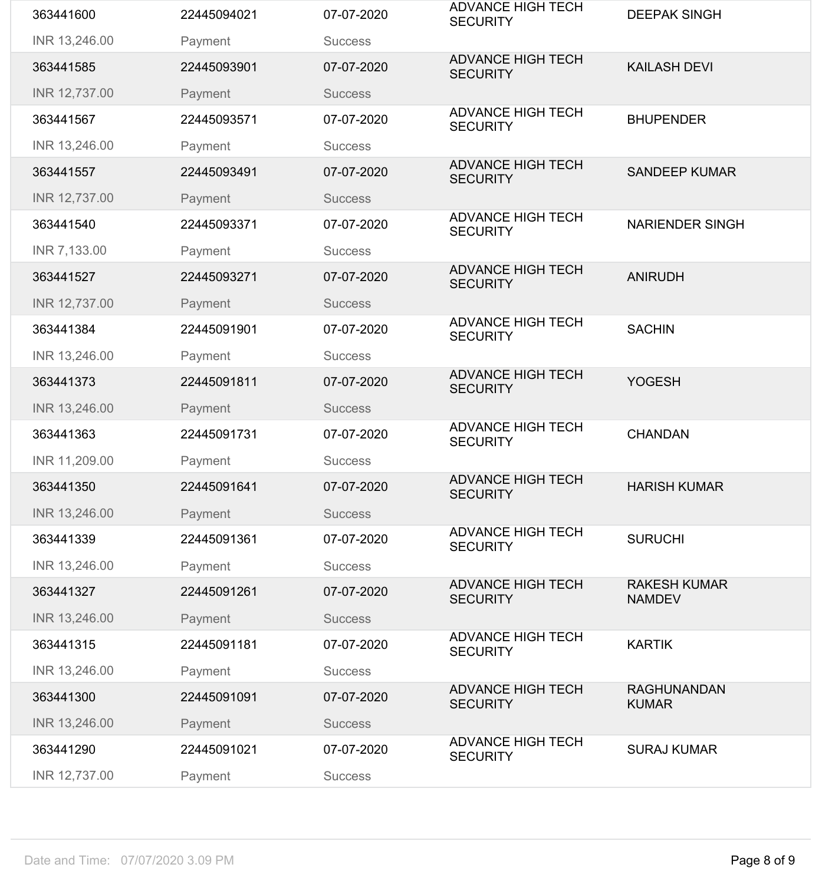| | | | | |
|---|---|---|---|---|
| 363441600<br>INR 13,246.00 | 22445094021<br>Payment | 07-07-2020<br>Success | ADVANCE HIGH TECH SECURITY | DEEPAK SINGH |
| 363441585<br>INR 12,737.00 | 22445093901<br>Payment | 07-07-2020<br>Success | ADVANCE HIGH TECH SECURITY | KAILASH DEVI |
| 363441567<br>INR 13,246.00 | 22445093571<br>Payment | 07-07-2020<br>Success | ADVANCE HIGH TECH SECURITY | BHUPENDER |
| 363441557<br>INR 12,737.00 | 22445093491<br>Payment | 07-07-2020<br>Success | ADVANCE HIGH TECH SECURITY | SANDEEP KUMAR |
| 363441540<br>INR 7,133.00 | 22445093371<br>Payment | 07-07-2020<br>Success | ADVANCE HIGH TECH SECURITY | NARIENDER SINGH |
| 363441527<br>INR 12,737.00 | 22445093271<br>Payment | 07-07-2020<br>Success | ADVANCE HIGH TECH SECURITY | ANIRUDH |
| 363441384<br>INR 13,246.00 | 22445091901<br>Payment | 07-07-2020<br>Success | ADVANCE HIGH TECH SECURITY | SACHIN |
| 363441373<br>INR 13,246.00 | 22445091811<br>Payment | 07-07-2020<br>Success | ADVANCE HIGH TECH SECURITY | YOGESH |
| 363441363<br>INR 11,209.00 | 22445091731<br>Payment | 07-07-2020<br>Success | ADVANCE HIGH TECH SECURITY | CHANDAN |
| 363441350<br>INR 13,246.00 | 22445091641<br>Payment | 07-07-2020<br>Success | ADVANCE HIGH TECH SECURITY | HARISH KUMAR |
| 363441339<br>INR 13,246.00 | 22445091361<br>Payment | 07-07-2020<br>Success | ADVANCE HIGH TECH SECURITY | SURUCHI |
| 363441327<br>INR 13,246.00 | 22445091261<br>Payment | 07-07-2020<br>Success | ADVANCE HIGH TECH SECURITY | RAKESH KUMAR NAMDEV |
| 363441315<br>INR 13,246.00 | 22445091181<br>Payment | 07-07-2020<br>Success | ADVANCE HIGH TECH SECURITY | KARTIK |
| 363441300<br>INR 13,246.00 | 22445091091<br>Payment | 07-07-2020<br>Success | ADVANCE HIGH TECH SECURITY | RAGHUNANDAN KUMAR |
| 363441290<br>INR 12,737.00 | 22445091021<br>Payment | 07-07-2020<br>Success | ADVANCE HIGH TECH SECURITY | SURAJ KUMAR |

Date and Time: 07/07/2020 3.09 PM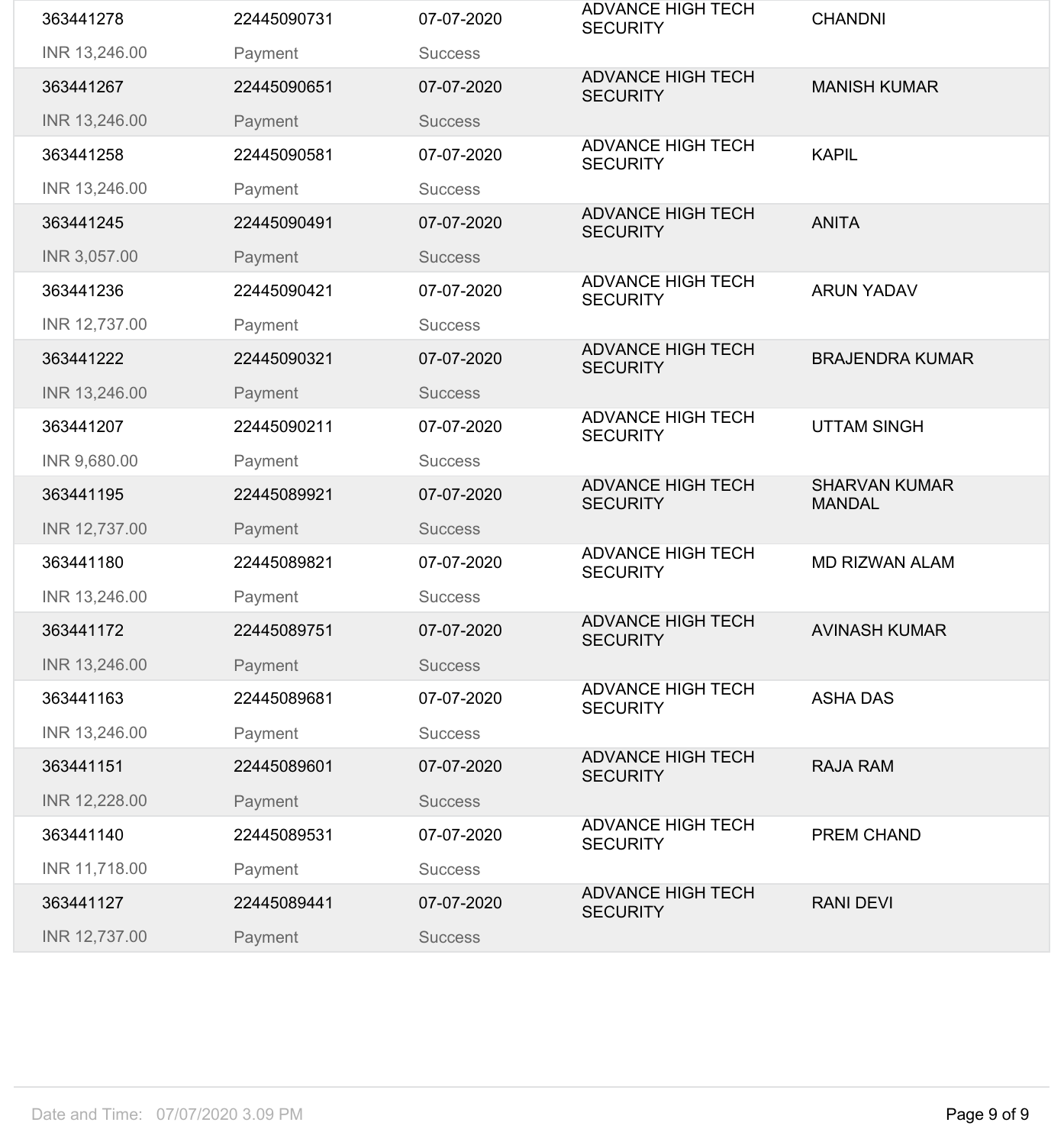| | | | | |
|---|---|---|---|---|
| 363441278 | 22445090731 | 07-07-2020 | ADVANCE HIGH TECH SECURITY | CHANDNI |
| INR 13,246.00 | Payment | Success | | |
| 363441267 | 22445090651 | 07-07-2020 | ADVANCE HIGH TECH SECURITY | MANISH KUMAR |
| INR 13,246.00 | Payment | Success | | |
| 363441258 | 22445090581 | 07-07-2020 | ADVANCE HIGH TECH SECURITY | KAPIL |
| INR 13,246.00 | Payment | Success | | |
| 363441245 | 22445090491 | 07-07-2020 | ADVANCE HIGH TECH SECURITY | ANITA |
| INR 3,057.00 | Payment | Success | | |
| 363441236 | 22445090421 | 07-07-2020 | ADVANCE HIGH TECH SECURITY | ARUN YADAV |
| INR 12,737.00 | Payment | Success | | |
| 363441222 | 22445090321 | 07-07-2020 | ADVANCE HIGH TECH SECURITY | BRAJENDRA KUMAR |
| INR 13,246.00 | Payment | Success | | |
| 363441207 | 22445090211 | 07-07-2020 | ADVANCE HIGH TECH SECURITY | UTTAM SINGH |
| INR 9,680.00 | Payment | Success | | |
| 363441195 | 22445089921 | 07-07-2020 | ADVANCE HIGH TECH SECURITY | SHARVAN KUMAR MANDAL |
| INR 12,737.00 | Payment | Success | | |
| 363441180 | 22445089821 | 07-07-2020 | ADVANCE HIGH TECH SECURITY | MD RIZWAN ALAM |
| INR 13,246.00 | Payment | Success | | |
| 363441172 | 22445089751 | 07-07-2020 | ADVANCE HIGH TECH SECURITY | AVINASH KUMAR |
| INR 13,246.00 | Payment | Success | | |
| 363441163 | 22445089681 | 07-07-2020 | ADVANCE HIGH TECH SECURITY | ASHA DAS |
| INR 13,246.00 | Payment | Success | | |
| 363441151 | 22445089601 | 07-07-2020 | ADVANCE HIGH TECH SECURITY | RAJA RAM |
| INR 12,228.00 | Payment | Success | | |
| 363441140 | 22445089531 | 07-07-2020 | ADVANCE HIGH TECH SECURITY | PREM CHAND |
| INR 11,718.00 | Payment | Success | | |
| 363441127 | 22445089441 | 07-07-2020 | ADVANCE HIGH TECH SECURITY | RANI DEVI |
| INR 12,737.00 | Payment | Success | | |

Date and Time: 07/07/2020 3.09 PM